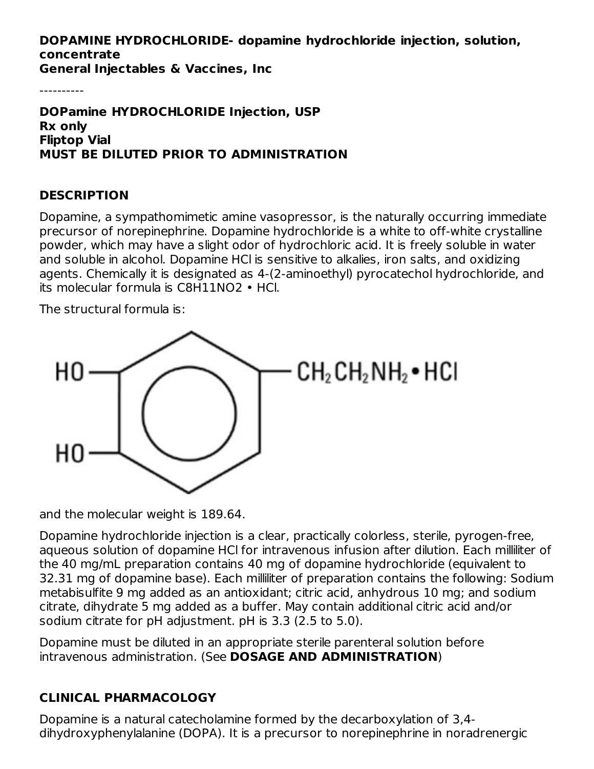**DOPAMINE HYDROCHLORIDE- dopamine hydrochloride injection, solution, concentrate**
**General Injectables & Vaccines, Inc**

----------

**DOPamine HYDROCHLORIDE Injection, USP**
**Rx only**
**Fliptop Vial**
**MUST BE DILUTED PRIOR TO ADMINISTRATION**

## DESCRIPTION

Dopamine, a sympathomimetic amine vasopressor, is the naturally occurring immediate precursor of norepinephrine. Dopamine hydrochloride is a white to off-white crystalline powder, which may have a slight odor of hydrochloric acid. It is freely soluble in water and soluble in alcohol. Dopamine HCl is sensitive to alkalies, iron salts, and oxidizing agents. Chemically it is designated as 4-(2-aminoethyl) pyrocatechol hydrochloride, and its molecular formula is $C_8H_{11}NO_2 \cdot HCl$.

The structural formula is:

and the molecular weight is 189.64.

Dopamine hydrochloride injection is a clear, practically colorless, sterile, pyrogen-free, aqueous solution of dopamine HCl for intravenous infusion after dilution. Each milliliter of the 40 mg/mL preparation contains 40 mg of dopamine hydrochloride (equivalent to 32.31 mg of dopamine base). Each milliliter of preparation contains the following: Sodium metabisulfite 9 mg added as an antioxidant; citric acid, anhydrous 10 mg; and sodium citrate, dihydrate 5 mg added as a buffer. May contain additional citric acid and/or sodium citrate for pH adjustment. pH is 3.3 (2.5 to 5.0).

Dopamine must be diluted in an appropriate sterile parenteral solution before intravenous administration. (See **DOSAGE AND ADMINISTRATION**)

## CLINICAL PHARMACOLOGY

Dopamine is a natural catecholamine formed by the decarboxylation of 3,4-dihydroxyphenylalanine (DOPA). It is a precursor to norepinephrine in noradrenergic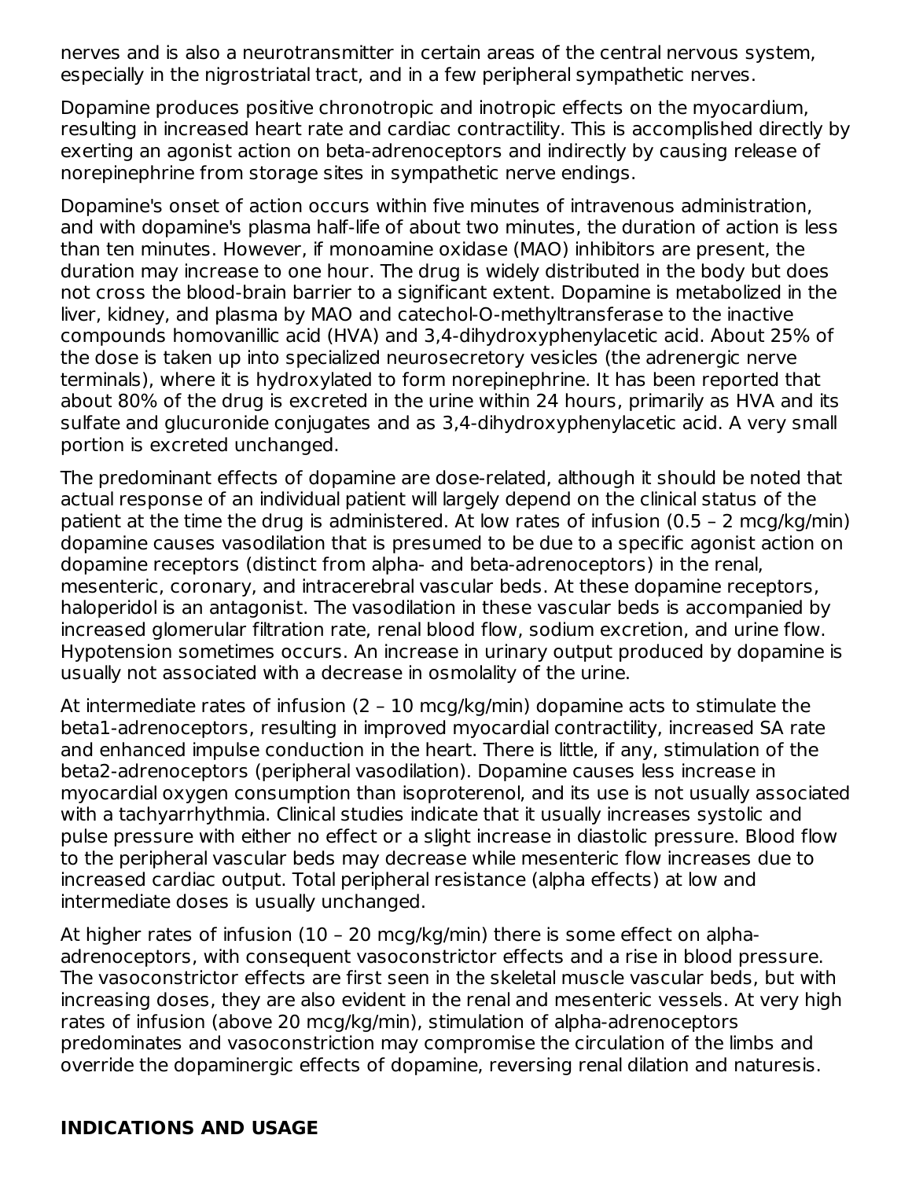nerves and is also a neurotransmitter in certain areas of the central nervous system, especially in the nigrostriatal tract, and in a few peripheral sympathetic nerves.

Dopamine produces positive chronotropic and inotropic effects on the myocardium, resulting in increased heart rate and cardiac contractility. This is accomplished directly by exerting an agonist action on beta-adrenoceptors and indirectly by causing release of norepinephrine from storage sites in sympathetic nerve endings.

Dopamine's onset of action occurs within five minutes of intravenous administration, and with dopamine's plasma half-life of about two minutes, the duration of action is less than ten minutes. However, if monoamine oxidase (MAO) inhibitors are present, the duration may increase to one hour. The drug is widely distributed in the body but does not cross the blood-brain barrier to a significant extent. Dopamine is metabolized in the liver, kidney, and plasma by MAO and catechol-O-methyltransferase to the inactive compounds homovanillic acid (HVA) and 3,4-dihydroxyphenylacetic acid. About 25% of the dose is taken up into specialized neurosecretory vesicles (the adrenergic nerve terminals), where it is hydroxylated to form norepinephrine. It has been reported that about 80% of the drug is excreted in the urine within 24 hours, primarily as HVA and its sulfate and glucuronide conjugates and as 3,4-dihydroxyphenylacetic acid. A very small portion is excreted unchanged.

The predominant effects of dopamine are dose-related, although it should be noted that actual response of an individual patient will largely depend on the clinical status of the patient at the time the drug is administered. At low rates of infusion (0.5 – 2 mcg/kg/min) dopamine causes vasodilation that is presumed to be due to a specific agonist action on dopamine receptors (distinct from alpha- and beta-adrenoceptors) in the renal, mesenteric, coronary, and intracerebral vascular beds. At these dopamine receptors, haloperidol is an antagonist. The vasodilation in these vascular beds is accompanied by increased glomerular filtration rate, renal blood flow, sodium excretion, and urine flow. Hypotension sometimes occurs. An increase in urinary output produced by dopamine is usually not associated with a decrease in osmolality of the urine.

At intermediate rates of infusion (2 – 10 mcg/kg/min) dopamine acts to stimulate the beta1-adrenoceptors, resulting in improved myocardial contractility, increased SA rate and enhanced impulse conduction in the heart. There is little, if any, stimulation of the beta2-adrenoceptors (peripheral vasodilation). Dopamine causes less increase in myocardial oxygen consumption than isoproterenol, and its use is not usually associated with a tachyarrhythmia. Clinical studies indicate that it usually increases systolic and pulse pressure with either no effect or a slight increase in diastolic pressure. Blood flow to the peripheral vascular beds may decrease while mesenteric flow increases due to increased cardiac output. Total peripheral resistance (alpha effects) at low and intermediate doses is usually unchanged.

At higher rates of infusion (10 – 20 mcg/kg/min) there is some effect on alpha-adrenoceptors, with consequent vasoconstrictor effects and a rise in blood pressure. The vasoconstrictor effects are first seen in the skeletal muscle vascular beds, but with increasing doses, they are also evident in the renal and mesenteric vessels. At very high rates of infusion (above 20 mcg/kg/min), stimulation of alpha-adrenoceptors predominates and vasoconstriction may compromise the circulation of the limbs and override the dopaminergic effects of dopamine, reversing renal dilation and naturesis.

## INDICATIONS AND USAGE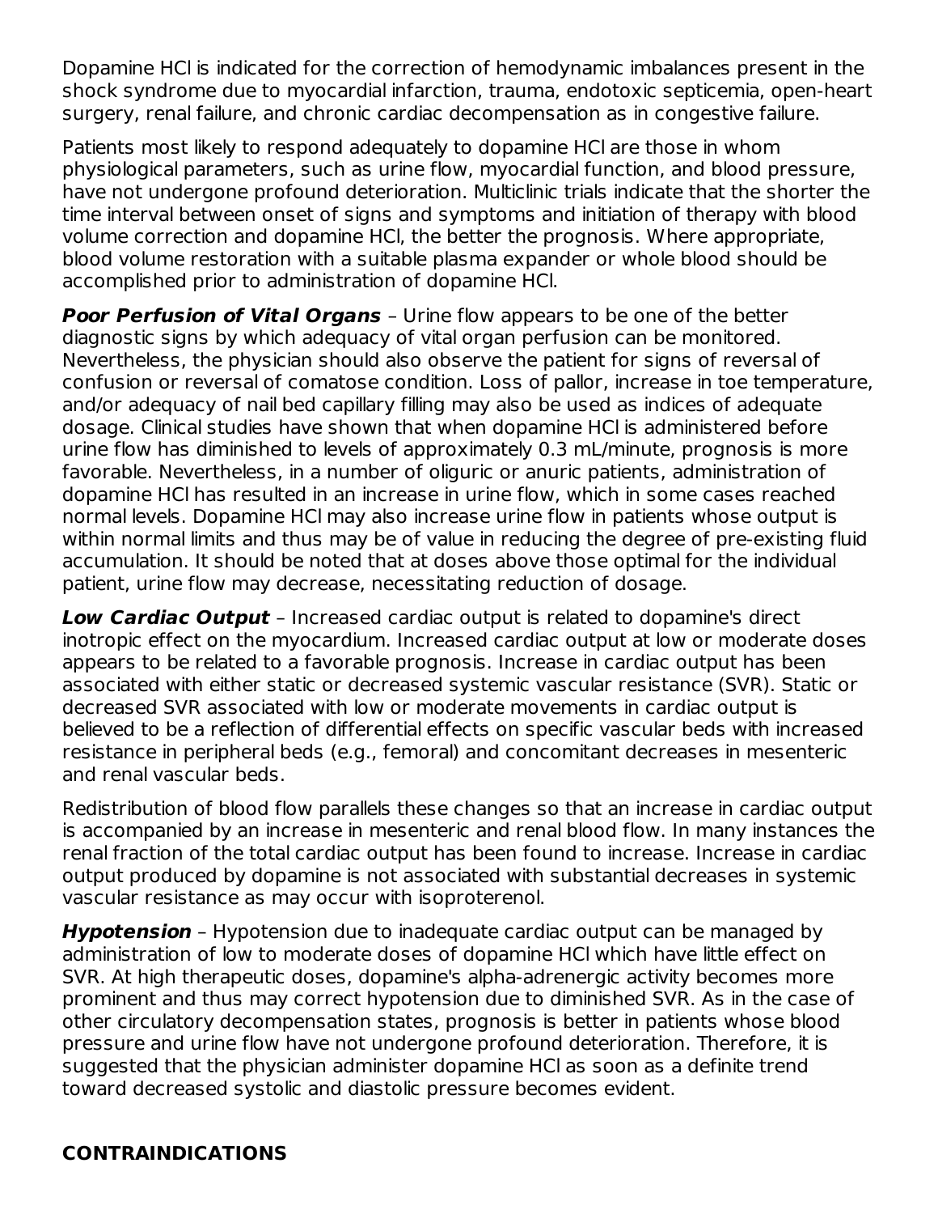Dopamine HCl is indicated for the correction of hemodynamic imbalances present in the shock syndrome due to myocardial infarction, trauma, endotoxic septicemia, open-heart surgery, renal failure, and chronic cardiac decompensation as in congestive failure.

Patients most likely to respond adequately to dopamine HCl are those in whom physiological parameters, such as urine flow, myocardial function, and blood pressure, have not undergone profound deterioration. Multiclinic trials indicate that the shorter the time interval between onset of signs and symptoms and initiation of therapy with blood volume correction and dopamine HCl, the better the prognosis. Where appropriate, blood volume restoration with a suitable plasma expander or whole blood should be accomplished prior to administration of dopamine HCl.

***Poor Perfusion of Vital Organs*** – Urine flow appears to be one of the better diagnostic signs by which adequacy of vital organ perfusion can be monitored. Nevertheless, the physician should also observe the patient for signs of reversal of confusion or reversal of comatose condition. Loss of pallor, increase in toe temperature, and/or adequacy of nail bed capillary filling may also be used as indices of adequate dosage. Clinical studies have shown that when dopamine HCl is administered before urine flow has diminished to levels of approximately 0.3 mL/minute, prognosis is more favorable. Nevertheless, in a number of oliguric or anuric patients, administration of dopamine HCl has resulted in an increase in urine flow, which in some cases reached normal levels. Dopamine HCl may also increase urine flow in patients whose output is within normal limits and thus may be of value in reducing the degree of pre-existing fluid accumulation. It should be noted that at doses above those optimal for the individual patient, urine flow may decrease, necessitating reduction of dosage.

***Low Cardiac Output*** – Increased cardiac output is related to dopamine's direct inotropic effect on the myocardium. Increased cardiac output at low or moderate doses appears to be related to a favorable prognosis. Increase in cardiac output has been associated with either static or decreased systemic vascular resistance (SVR). Static or decreased SVR associated with low or moderate movements in cardiac output is believed to be a reflection of differential effects on specific vascular beds with increased resistance in peripheral beds (e.g., femoral) and concomitant decreases in mesenteric and renal vascular beds.

Redistribution of blood flow parallels these changes so that an increase in cardiac output is accompanied by an increase in mesenteric and renal blood flow. In many instances the renal fraction of the total cardiac output has been found to increase. Increase in cardiac output produced by dopamine is not associated with substantial decreases in systemic vascular resistance as may occur with isoproterenol.

***Hypotension*** – Hypotension due to inadequate cardiac output can be managed by administration of low to moderate doses of dopamine HCl which have little effect on SVR. At high therapeutic doses, dopamine's alpha-adrenergic activity becomes more prominent and thus may correct hypotension due to diminished SVR. As in the case of other circulatory decompensation states, prognosis is better in patients whose blood pressure and urine flow have not undergone profound deterioration. Therefore, it is suggested that the physician administer dopamine HCl as soon as a definite trend toward decreased systolic and diastolic pressure becomes evident.

## CONTRAINDICATIONS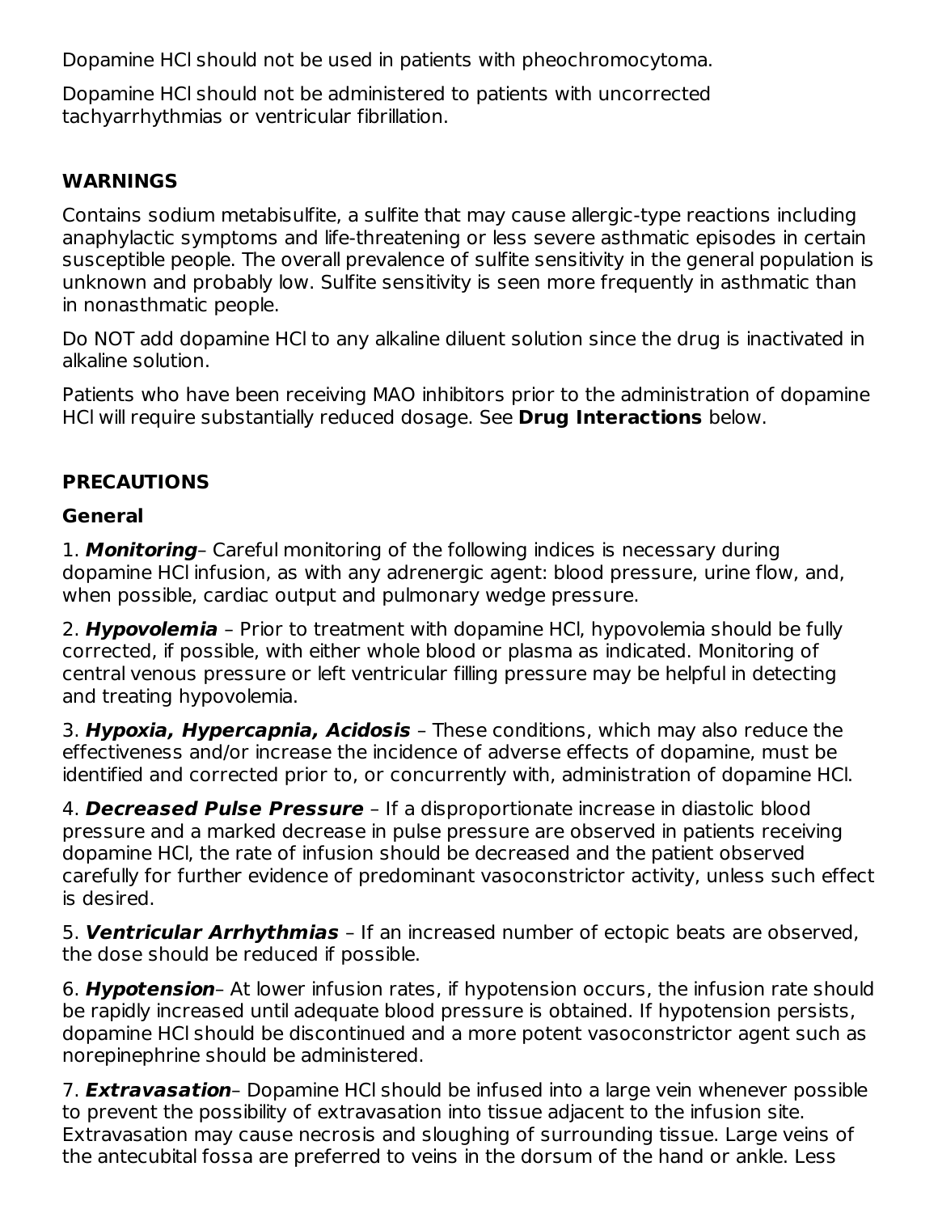Dopamine HCl should not be used in patients with pheochromocytoma.

Dopamine HCl should not be administered to patients with uncorrected tachyarrhythmias or ventricular fibrillation.

## WARNINGS

Contains sodium metabisulfite, a sulfite that may cause allergic-type reactions including anaphylactic symptoms and life-threatening or less severe asthmatic episodes in certain susceptible people. The overall prevalence of sulfite sensitivity in the general population is unknown and probably low. Sulfite sensitivity is seen more frequently in asthmatic than in nonasthmatic people.

Do NOT add dopamine HCl to any alkaline diluent solution since the drug is inactivated in alkaline solution.

Patients who have been receiving MAO inhibitors prior to the administration of dopamine HCl will require substantially reduced dosage. See **Drug Interactions** below.

## PRECAUTIONS

### General

1. ***Monitoring***– Careful monitoring of the following indices is necessary during dopamine HCl infusion, as with any adrenergic agent: blood pressure, urine flow, and, when possible, cardiac output and pulmonary wedge pressure.

2. ***Hypovolemia*** – Prior to treatment with dopamine HCl, hypovolemia should be fully corrected, if possible, with either whole blood or plasma as indicated. Monitoring of central venous pressure or left ventricular filling pressure may be helpful in detecting and treating hypovolemia.

3. ***Hypoxia, Hypercapnia, Acidosis*** – These conditions, which may also reduce the effectiveness and/or increase the incidence of adverse effects of dopamine, must be identified and corrected prior to, or concurrently with, administration of dopamine HCl.

4. ***Decreased Pulse Pressure*** – If a disproportionate increase in diastolic blood pressure and a marked decrease in pulse pressure are observed in patients receiving dopamine HCl, the rate of infusion should be decreased and the patient observed carefully for further evidence of predominant vasoconstrictor activity, unless such effect is desired.

5. ***Ventricular Arrhythmias*** – If an increased number of ectopic beats are observed, the dose should be reduced if possible.

6. ***Hypotension***– At lower infusion rates, if hypotension occurs, the infusion rate should be rapidly increased until adequate blood pressure is obtained. If hypotension persists, dopamine HCl should be discontinued and a more potent vasoconstrictor agent such as norepinephrine should be administered.

7. ***Extravasation***– Dopamine HCl should be infused into a large vein whenever possible to prevent the possibility of extravasation into tissue adjacent to the infusion site. Extravasation may cause necrosis and sloughing of surrounding tissue. Large veins of the antecubital fossa are preferred to veins in the dorsum of the hand or ankle. Less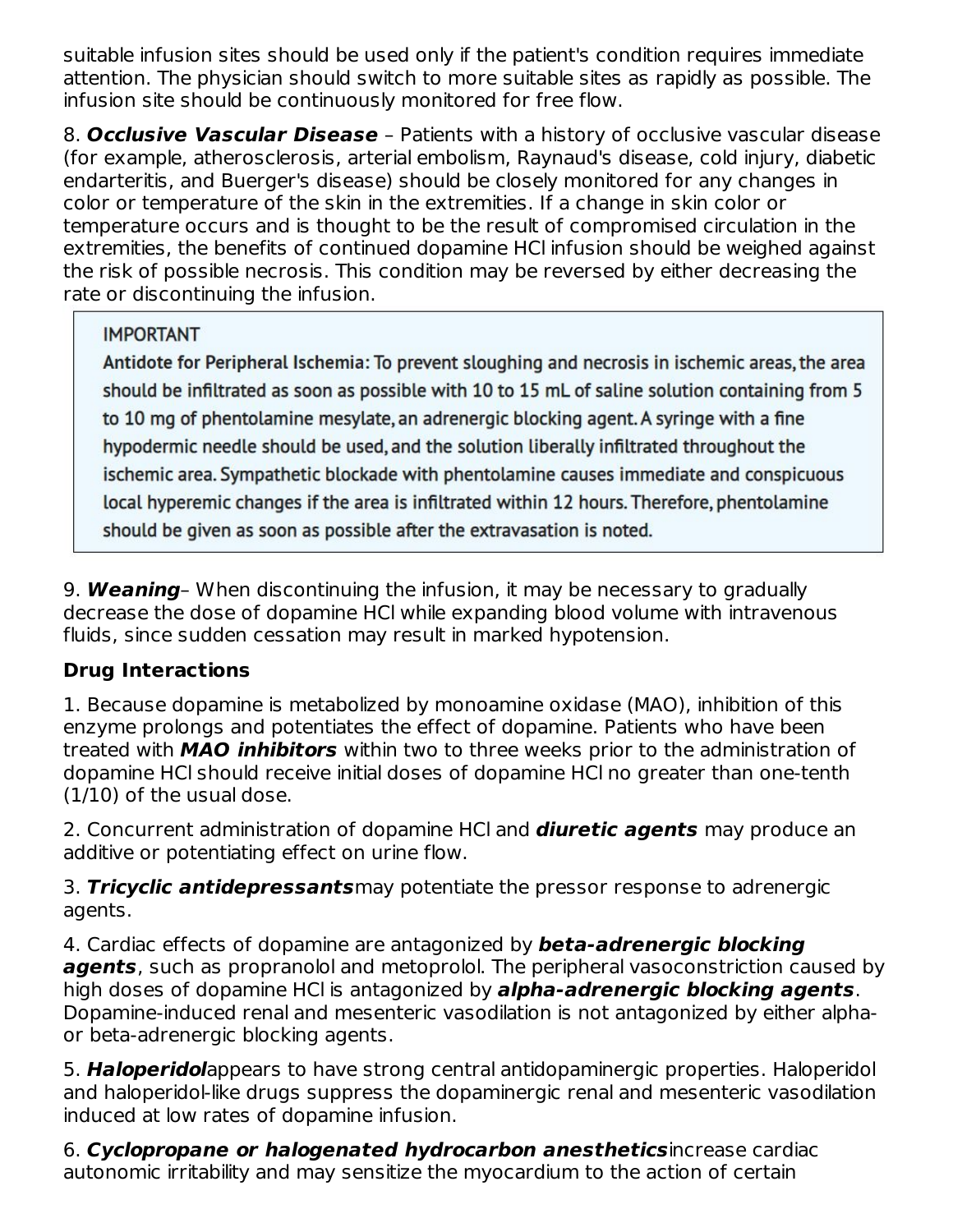suitable infusion sites should be used only if the patient's condition requires immediate attention. The physician should switch to more suitable sites as rapidly as possible. The infusion site should be continuously monitored for free flow.

8. ***Occlusive Vascular Disease*** – Patients with a history of occlusive vascular disease (for example, atherosclerosis, arterial embolism, Raynaud's disease, cold injury, diabetic endarteritis, and Buerger's disease) should be closely monitored for any changes in color or temperature of the skin in the extremities. If a change in skin color or temperature occurs and is thought to be the result of compromised circulation in the extremities, the benefits of continued dopamine HCl infusion should be weighed against the risk of possible necrosis. This condition may be reversed by either decreasing the rate or discontinuing the infusion.

> **IMPORTANT**
>
> **Antidote for Peripheral Ischemia: To prevent sloughing and necrosis in ischemic areas, the area should be infiltrated as soon as possible with 10 to 15 mL of saline solution containing from 5 to 10 mg of phentolamine mesylate, an adrenergic blocking agent. A syringe with a fine hypodermic needle should be used, and the solution liberally infiltrated throughout the ischemic area. Sympathetic blockade with phentolamine causes immediate and conspicuous local hyperemic changes if the area is infiltrated within 12 hours. Therefore, phentolamine should be given as soon as possible after the extravasation is noted.**

9. ***Weaning***– When discontinuing the infusion, it may be necessary to gradually decrease the dose of dopamine HCl while expanding blood volume with intravenous fluids, since sudden cessation may result in marked hypotension.

**Drug Interactions**

1. Because dopamine is metabolized by monoamine oxidase (MAO), inhibition of this enzyme prolongs and potentiates the effect of dopamine. Patients who have been treated with ***MAO inhibitors*** within two to three weeks prior to the administration of dopamine HCl should receive initial doses of dopamine HCl no greater than one-tenth (1/10) of the usual dose.

2. Concurrent administration of dopamine HCl and ***diuretic agents*** may produce an additive or potentiating effect on urine flow.

3. ***Tricyclic antidepressants*** may potentiate the pressor response to adrenergic agents.

4. Cardiac effects of dopamine are antagonized by ***beta-adrenergic blocking agents***, such as propranolol and metoprolol. The peripheral vasoconstriction caused by high doses of dopamine HCl is antagonized by ***alpha-adrenergic blocking agents***. Dopamine-induced renal and mesenteric vasodilation is not antagonized by either alpha- or beta-adrenergic blocking agents.

5. ***Haloperidol*** appears to have strong central antidopaminergic properties. Haloperidol and haloperidol-like drugs suppress the dopaminergic renal and mesenteric vasodilation induced at low rates of dopamine infusion.

6. ***Cyclopropane or halogenated hydrocarbon anesthetics*** increase cardiac autonomic irritability and may sensitize the myocardium to the action of certain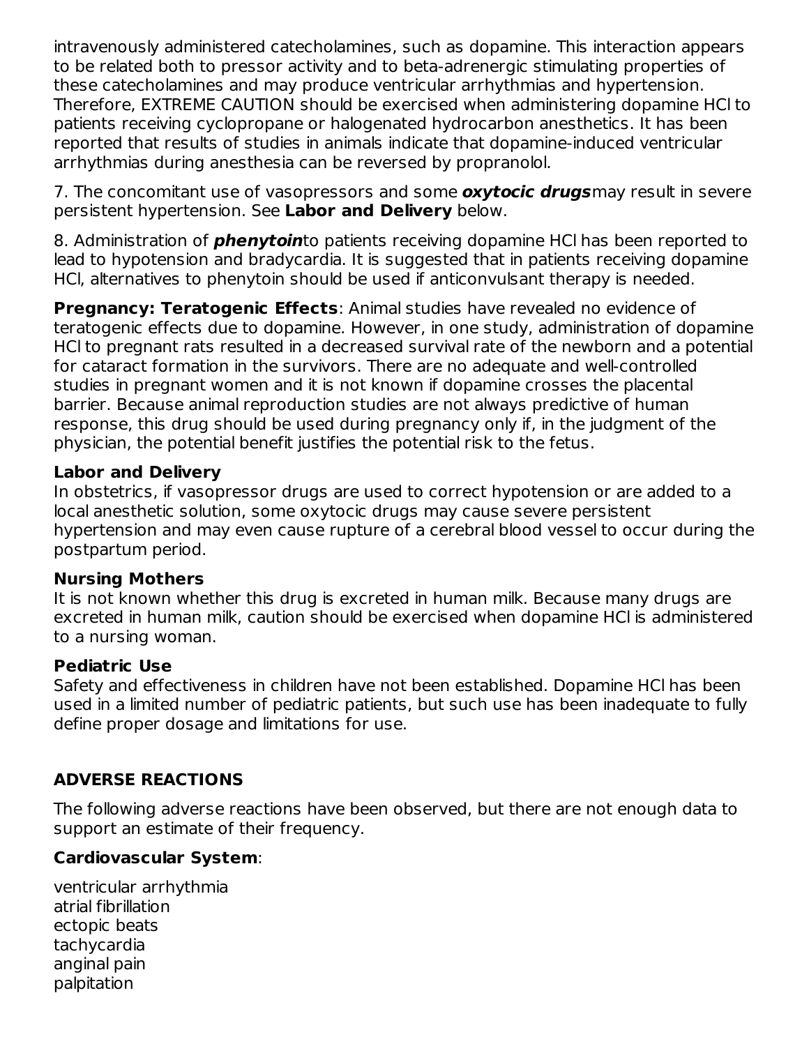intravenously administered catecholamines, such as dopamine. This interaction appears to be related both to pressor activity and to beta-adrenergic stimulating properties of these catecholamines and may produce ventricular arrhythmias and hypertension. Therefore, EXTREME CAUTION should be exercised when administering dopamine HCl to patients receiving cyclopropane or halogenated hydrocarbon anesthetics. It has been reported that results of studies in animals indicate that dopamine-induced ventricular arrhythmias during anesthesia can be reversed by propranolol.

7. The concomitant use of vasopressors and some ***oxytocic drugs*** may result in severe persistent hypertension. See **Labor and Delivery** below.

8. Administration of ***phenytoin*** to patients receiving dopamine HCl has been reported to lead to hypotension and bradycardia. It is suggested that in patients receiving dopamine HCl, alternatives to phenytoin should be used if anticonvulsant therapy is needed.

**Pregnancy: Teratogenic Effects**: Animal studies have revealed no evidence of teratogenic effects due to dopamine. However, in one study, administration of dopamine HCl to pregnant rats resulted in a decreased survival rate of the newborn and a potential for cataract formation in the survivors. There are no adequate and well-controlled studies in pregnant women and it is not known if dopamine crosses the placental barrier. Because animal reproduction studies are not always predictive of human response, this drug should be used during pregnancy only if, in the judgment of the physician, the potential benefit justifies the potential risk to the fetus.

**Labor and Delivery**
In obstetrics, if vasopressor drugs are used to correct hypotension or are added to a local anesthetic solution, some oxytocic drugs may cause severe persistent hypertension and may even cause rupture of a cerebral blood vessel to occur during the postpartum period.

**Nursing Mothers**
It is not known whether this drug is excreted in human milk. Because many drugs are excreted in human milk, caution should be exercised when dopamine HCl is administered to a nursing woman.

**Pediatric Use**
Safety and effectiveness in children have not been established. Dopamine HCl has been used in a limited number of pediatric patients, but such use has been inadequate to fully define proper dosage and limitations for use.

## ADVERSE REACTIONS

The following adverse reactions have been observed, but there are not enough data to support an estimate of their frequency.

**Cardiovascular System**:

ventricular arrhythmia
atrial fibrillation
ectopic beats
tachycardia
anginal pain
palpitation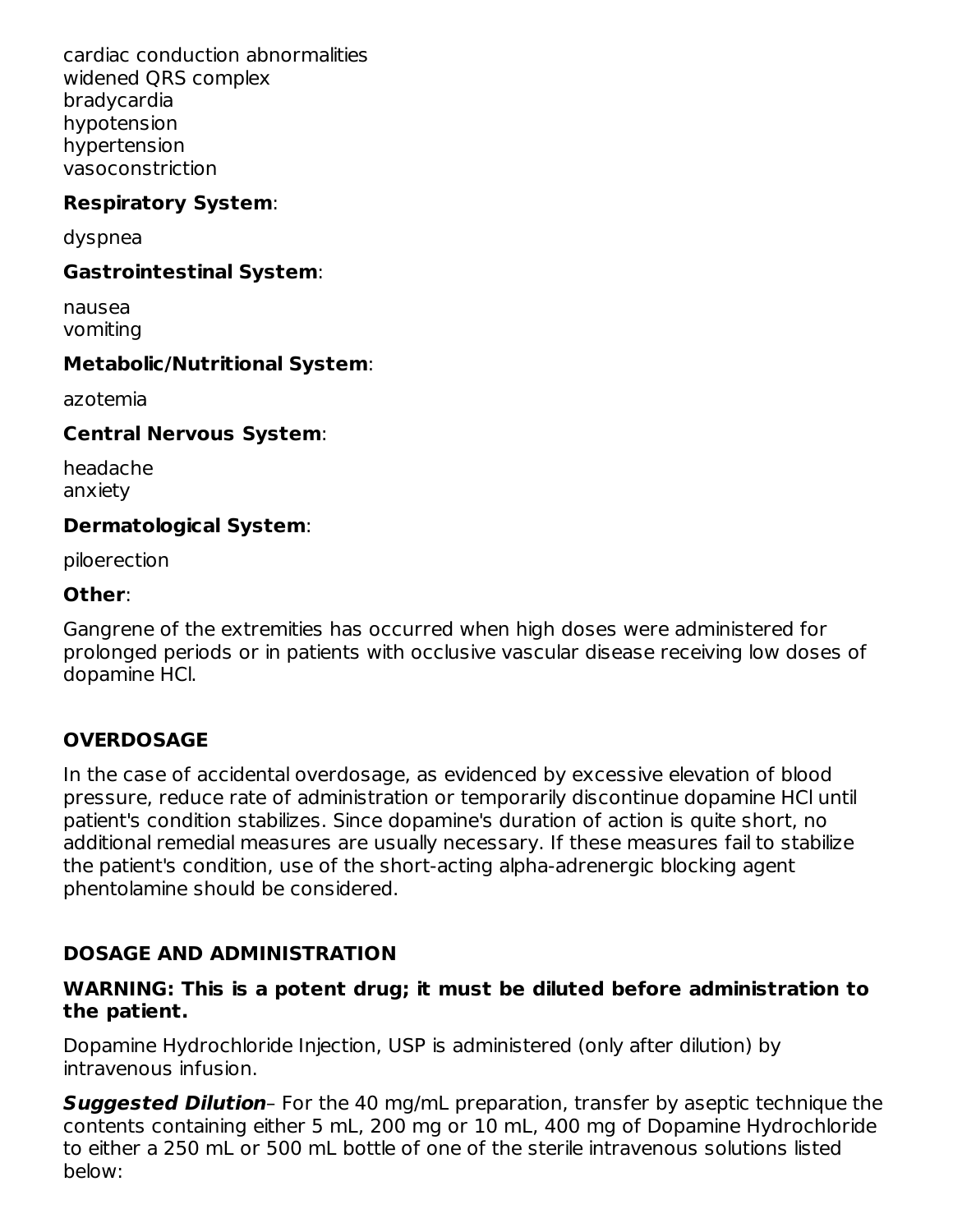cardiac conduction abnormalities
widened QRS complex
bradycardia
hypotension
hypertension
vasoconstriction

**Respiratory System**:

dyspnea

**Gastrointestinal System**:

nausea
vomiting

**Metabolic/Nutritional System**:

azotemia

**Central Nervous System**:

headache
anxiety

**Dermatological System**:

piloerection

**Other**:

Gangrene of the extremities has occurred when high doses were administered for prolonged periods or in patients with occlusive vascular disease receiving low doses of dopamine HCl.

## OVERDOSAGE

In the case of accidental overdosage, as evidenced by excessive elevation of blood pressure, reduce rate of administration or temporarily discontinue dopamine HCl until patient's condition stabilizes. Since dopamine's duration of action is quite short, no additional remedial measures are usually necessary. If these measures fail to stabilize the patient's condition, use of the short-acting alpha-adrenergic blocking agent phentolamine should be considered.

## DOSAGE AND ADMINISTRATION

**WARNING: This is a potent drug; it must be diluted before administration to the patient.**

Dopamine Hydrochloride Injection, USP is administered (only after dilution) by intravenous infusion.

***Suggested Dilution***– For the 40 mg/mL preparation, transfer by aseptic technique the contents containing either 5 mL, 200 mg or 10 mL, 400 mg of Dopamine Hydrochloride to either a 250 mL or 500 mL bottle of one of the sterile intravenous solutions listed below: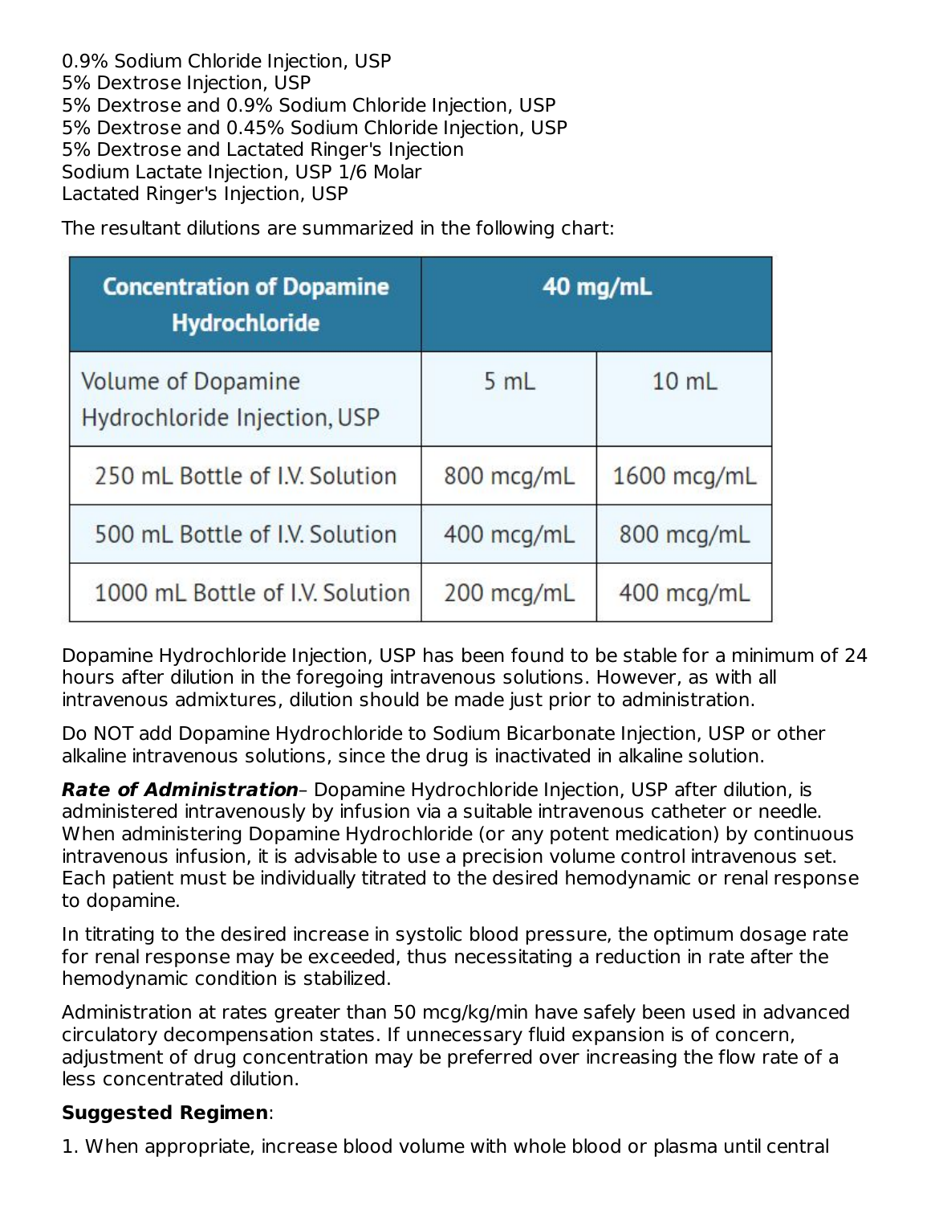0.9% Sodium Chloride Injection, USP
5% Dextrose Injection, USP
5% Dextrose and 0.9% Sodium Chloride Injection, USP
5% Dextrose and 0.45% Sodium Chloride Injection, USP
5% Dextrose and Lactated Ringer's Injection
Sodium Lactate Injection, USP 1/6 Molar
Lactated Ringer's Injection, USP

The resultant dilutions are summarized in the following chart:

| Concentration of Dopamine Hydrochloride | 40 mg/mL | |
|---|---|---|
| Volume of Dopamine Hydrochloride Injection, USP | 5 mL | 10 mL |
| 250 mL Bottle of I.V. Solution | 800 mcg/mL | 1600 mcg/mL |
| 500 mL Bottle of I.V. Solution | 400 mcg/mL | 800 mcg/mL |
| 1000 mL Bottle of I.V. Solution | 200 mcg/mL | 400 mcg/mL |

Dopamine Hydrochloride Injection, USP has been found to be stable for a minimum of 24 hours after dilution in the foregoing intravenous solutions. However, as with all intravenous admixtures, dilution should be made just prior to administration.

Do NOT add Dopamine Hydrochloride to Sodium Bicarbonate Injection, USP or other alkaline intravenous solutions, since the drug is inactivated in alkaline solution.

***Rate of Administration***– Dopamine Hydrochloride Injection, USP after dilution, is administered intravenously by infusion via a suitable intravenous catheter or needle. When administering Dopamine Hydrochloride (or any potent medication) by continuous intravenous infusion, it is advisable to use a precision volume control intravenous set. Each patient must be individually titrated to the desired hemodynamic or renal response to dopamine.

In titrating to the desired increase in systolic blood pressure, the optimum dosage rate for renal response may be exceeded, thus necessitating a reduction in rate after the hemodynamic condition is stabilized.

Administration at rates greater than 50 mcg/kg/min have safely been used in advanced circulatory decompensation states. If unnecessary fluid expansion is of concern, adjustment of drug concentration may be preferred over increasing the flow rate of a less concentrated dilution.

**Suggested Regimen**:

1. When appropriate, increase blood volume with whole blood or plasma until central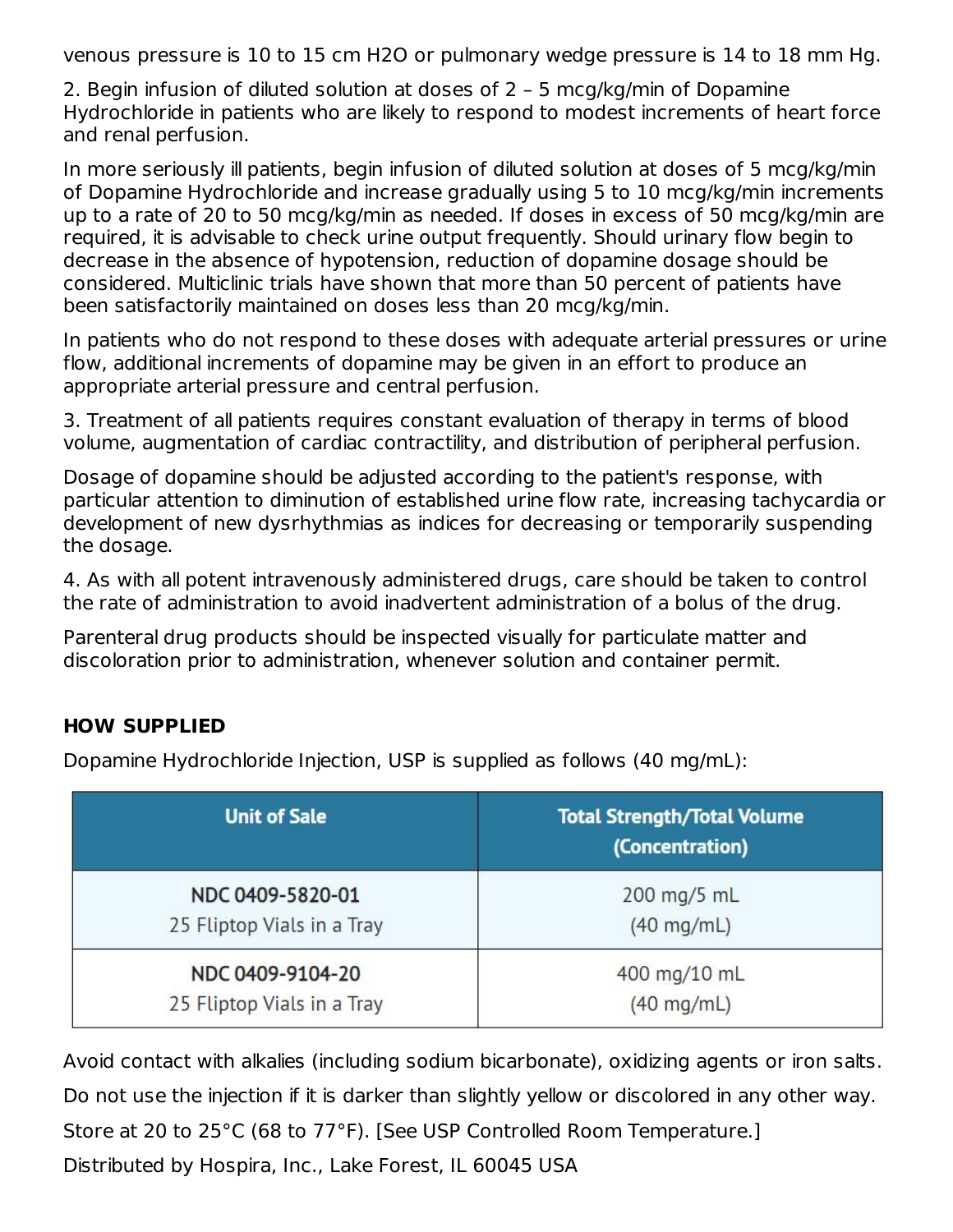venous pressure is 10 to 15 cm $H_2O$ or pulmonary wedge pressure is 14 to 18 mm Hg.

2. Begin infusion of diluted solution at doses of 2 – 5 mcg/kg/min of Dopamine Hydrochloride in patients who are likely to respond to modest increments of heart force and renal perfusion.

In more seriously ill patients, begin infusion of diluted solution at doses of 5 mcg/kg/min of Dopamine Hydrochloride and increase gradually using 5 to 10 mcg/kg/min increments up to a rate of 20 to 50 mcg/kg/min as needed. If doses in excess of 50 mcg/kg/min are required, it is advisable to check urine output frequently. Should urinary flow begin to decrease in the absence of hypotension, reduction of dopamine dosage should be considered. Multiclinic trials have shown that more than 50 percent of patients have been satisfactorily maintained on doses less than 20 mcg/kg/min.

In patients who do not respond to these doses with adequate arterial pressures or urine flow, additional increments of dopamine may be given in an effort to produce an appropriate arterial pressure and central perfusion.

3. Treatment of all patients requires constant evaluation of therapy in terms of blood volume, augmentation of cardiac contractility, and distribution of peripheral perfusion.

Dosage of dopamine should be adjusted according to the patient's response, with particular attention to diminution of established urine flow rate, increasing tachycardia or development of new dysrhythmias as indices for decreasing or temporarily suspending the dosage.

4. As with all potent intravenously administered drugs, care should be taken to control the rate of administration to avoid inadvertent administration of a bolus of the drug.

Parenteral drug products should be inspected visually for particulate matter and discoloration prior to administration, whenever solution and container permit.

## HOW SUPPLIED

Dopamine Hydrochloride Injection, USP is supplied as follows (40 mg/mL):

| Unit of Sale | Total Strength/Total Volume (Concentration) |
|---|---|
| NDC 0409-5820-01 25 Fliptop Vials in a Tray | 200 mg/5 mL (40 mg/mL) |
| NDC 0409-9104-20 25 Fliptop Vials in a Tray | 400 mg/10 mL (40 mg/mL) |

Avoid contact with alkalies (including sodium bicarbonate), oxidizing agents or iron salts.

Do not use the injection if it is darker than slightly yellow or discolored in any other way.

Store at 20 to 25°C (68 to 77°F). [See USP Controlled Room Temperature.]

Distributed by Hospira, Inc., Lake Forest, IL 60045 USA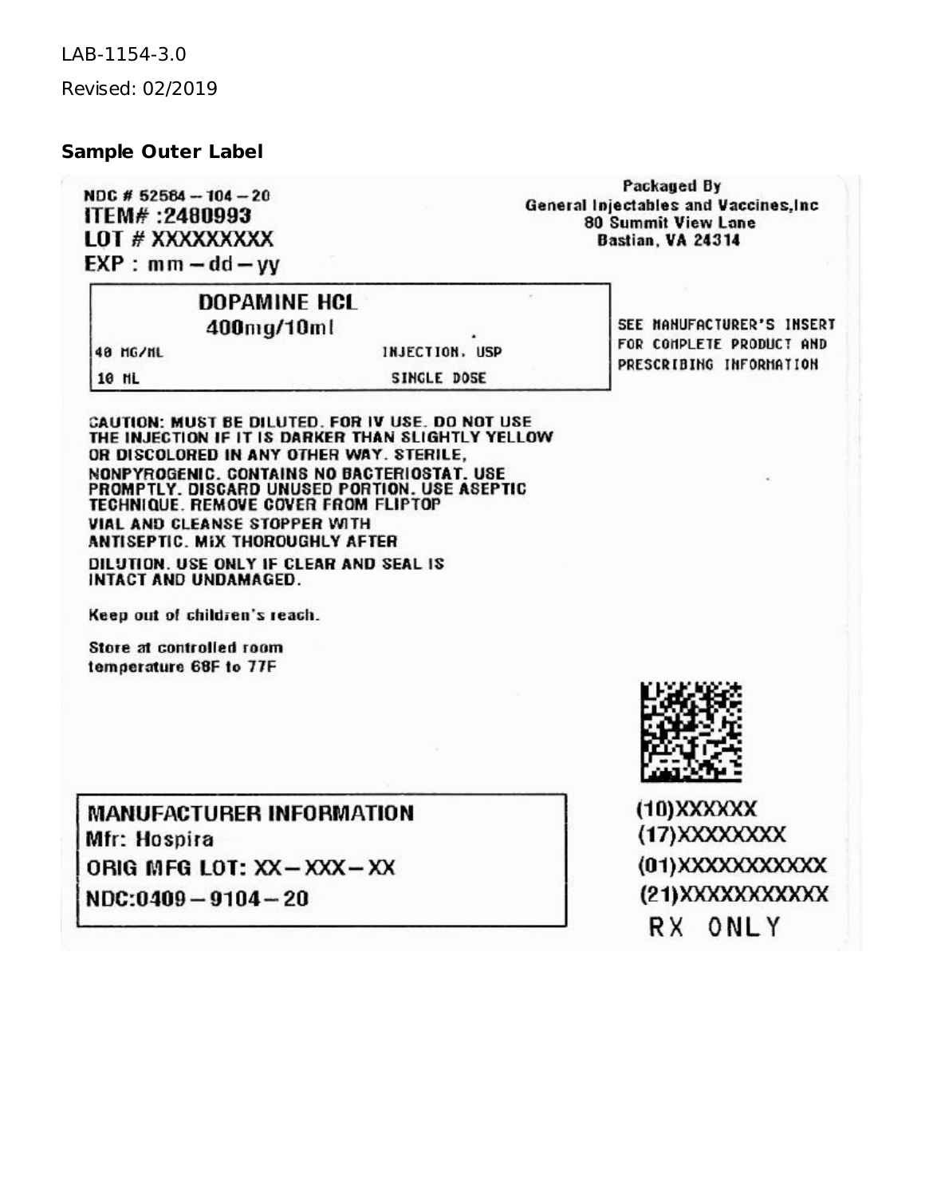LAB-1154-3.0

Revised: 02/2019

**Sample Outer Label**

NDC # 52584 – 104 – 20
ITEM# :2480993
LOT # XXXXXXXXX
EXP : mm – dd – yy

Packaged By
General Injectables and Vaccines,Inc
80 Summit View Lane
Bastian, VA 24314

| DOPAMINE HCL 400mg/10ml | |
|---|---|
| 40 MG/ML | INJECTION, USP |
| 10 ML | SINGLE DOSE |

SEE MANUFACTURER'S INSERT FOR COMPLETE PRODUCT AND PRESCRIBING INFORMATION

CAUTION: MUST BE DILUTED. FOR IV USE. DO NOT USE THE INJECTION IF IT IS DARKER THAN SLIGHTLY YELLOW OR DISCOLORED IN ANY OTHER WAY. STERILE, NONPYROGENIC. CONTAINS NO BACTERIOSTAT. USE PROMPTLY. DISCARD UNUSED PORTION. USE ASEPTIC TECHNIQUE. REMOVE COVER FROM FLIPTOP VIAL AND CLEANSE STOPPER WITH ANTISEPTIC. MIX THOROUGHLY AFTER DILUTION. USE ONLY IF CLEAR AND SEAL IS INTACT AND UNDAMAGED.

Keep out of children's reach.

Store at controlled room temperature 68F to 77F

**MANUFACTURER INFORMATION**
Mfr: Hospira
ORIG MFG LOT: XX – XXX – XX
NDC:0409 – 9104 – 20

(10)XXXXXX
(17)XXXXXXXX
(01)XXXXXXXXXXX
(21)XXXXXXXXXXX
RX ONLY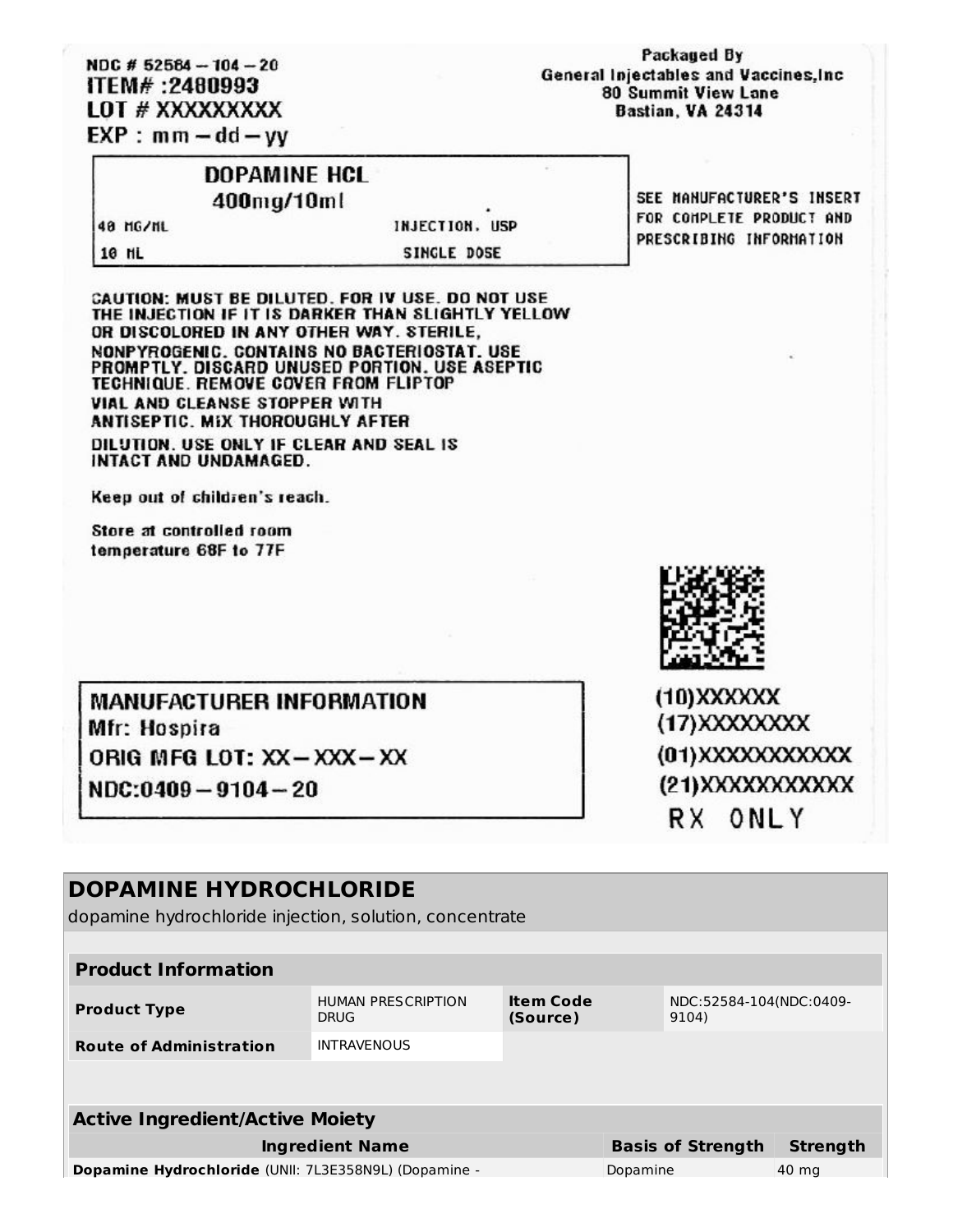NDC # 52584 – 104 – 20
ITEM# :2480993
LOT # XXXXXXXXX
EXP : mm – dd – yy

Packaged By
General Injectables and Vaccines,Inc
80 Summit View Lane
Bastian, VA 24314

**DOPAMINE HCL**
**400mg/10ml**

40 MG/ML
INJECTION, USP
10 ML
SINGLE DOSE

SEE MANUFACTURER'S INSERT FOR COMPLETE PRODUCT AND PRESCRIBING INFORMATION

CAUTION: MUST BE DILUTED. FOR IV USE. DO NOT USE THE INJECTION IF IT IS DARKER THAN SLIGHTLY YELLOW OR DISCOLORED IN ANY OTHER WAY. STERILE, NONPYROGENIC. CONTAINS NO BACTERIOSTAT. USE PROMPTLY. DISCARD UNUSED PORTION. USE ASEPTIC TECHNIQUE. REMOVE COVER FROM FLIPTOP VIAL AND CLEANSE STOPPER WITH ANTISEPTIC. MIX THOROUGHLY AFTER DILUTION. USE ONLY IF CLEAR AND SEAL IS INTACT AND UNDAMAGED.

Keep out of children's reach.

Store at controlled room temperature 68F to 77F

**MANUFACTURER INFORMATION**
Mfr: Hospira
ORIG MFG LOT: XX – XXX – XX
NDC:0409 – 9104 – 20

(10)XXXXXX
(17)XXXXXXXX
(01)XXXXXXXXXXX
(21)XXXXXXXXXX
RX ONLY

## DOPAMINE HYDROCHLORIDE

dopamine hydrochloride injection, solution, concentrate

| **Product Information** | | | |
|---|---|---|---|
| **Product Type** | HUMAN PRESCRIPTION DRUG | **Item Code (Source)** | NDC:52584-104(NDC:0409-9104) |
| **Route of Administration** | INTRAVENOUS | | |

| **Active Ingredient/Active Moiety** | | |
|---|---|---|
| **Ingredient Name** | **Basis of Strength** | **Strength** |
| **Dopamine Hydrochloride** (UNII: 7L3E358N9L) (Dopamine - | Dopamine | 40 mg |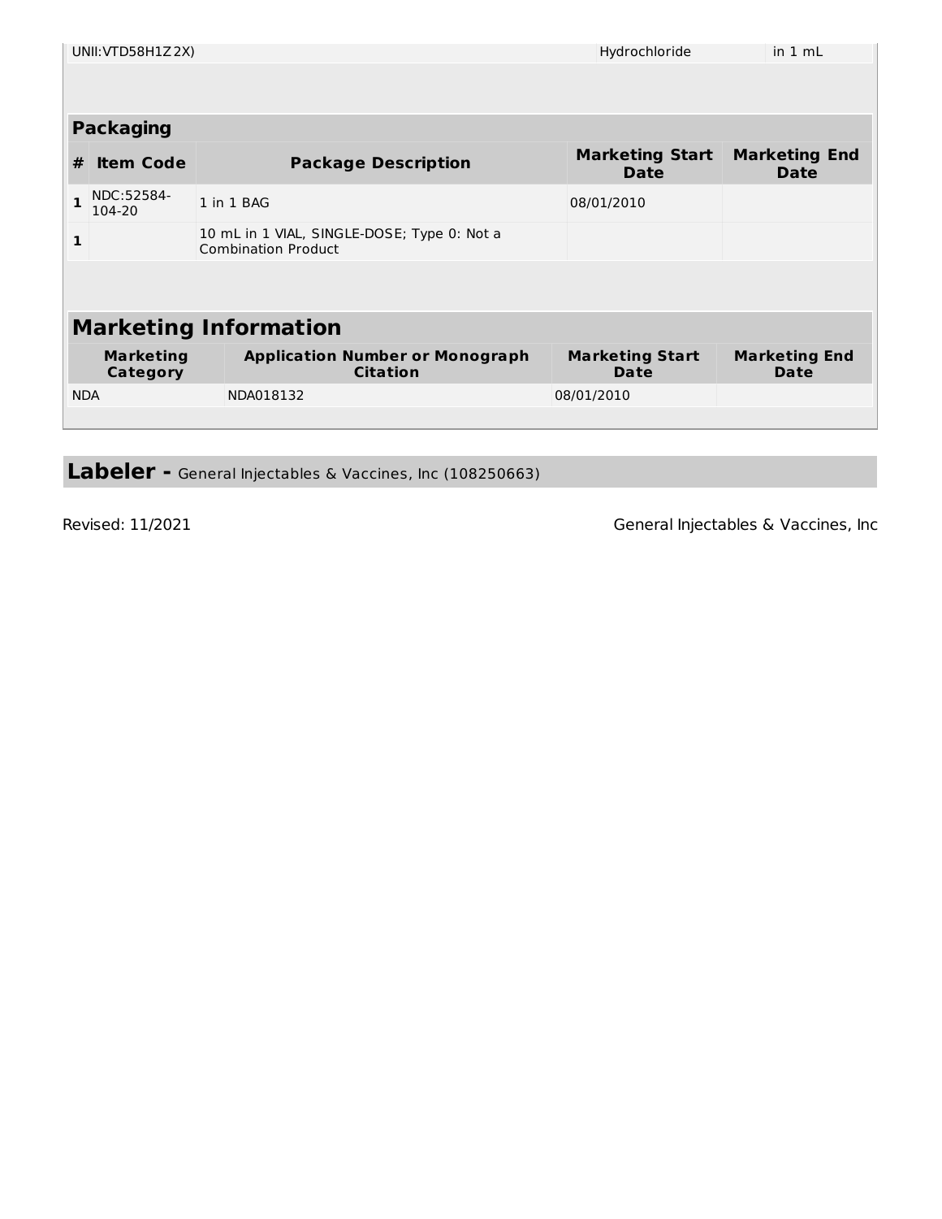| | | |
|---|---|---|
| UNII:VTD58H1Z2X) | Hydrochloride | in 1 mL |

## Packaging

| # | Item Code | Package Description | Marketing Start Date | Marketing End Date |
|---|---|---|---|---|
| 1 | NDC:52584-104-20 | 1 in 1 BAG | 08/01/2010 | |
| 1 | | 10 mL in 1 VIAL, SINGLE-DOSE; Type 0: Not a Combination Product | | |

## Marketing Information

| Marketing Category | Application Number or Monograph Citation | Marketing Start Date | Marketing End Date |
|---|---|---|---|
| NDA | NDA018132 | 08/01/2010 | |

## Labeler - General Injectables & Vaccines, Inc (108250663)

Revised: 11/2021

General Injectables & Vaccines, Inc